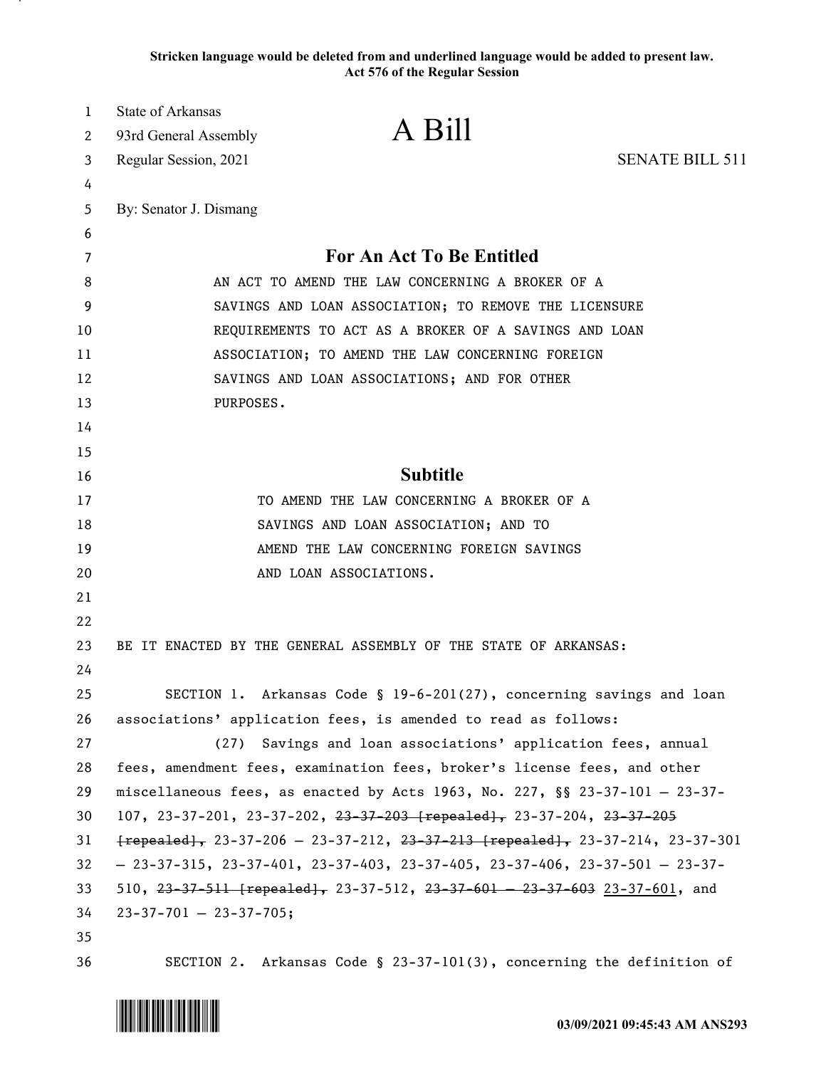Stricken language would be deleted from and underlined language would be added to present law.
Act 576 of the Regular Session

State of Arkansas
93rd General Assembly
Regular Session, 2021

# A Bill

SENATE BILL 511

By: Senator J. Dismang

## For An Act To Be Entitled

AN ACT TO AMEND THE LAW CONCERNING A BROKER OF A SAVINGS AND LOAN ASSOCIATION; TO REMOVE THE LICENSURE REQUIREMENTS TO ACT AS A BROKER OF A SAVINGS AND LOAN ASSOCIATION; TO AMEND THE LAW CONCERNING FOREIGN SAVINGS AND LOAN ASSOCIATIONS; AND FOR OTHER PURPOSES.

## Subtitle

TO AMEND THE LAW CONCERNING A BROKER OF A SAVINGS AND LOAN ASSOCIATION; AND TO AMEND THE LAW CONCERNING FOREIGN SAVINGS AND LOAN ASSOCIATIONS.

BE IT ENACTED BY THE GENERAL ASSEMBLY OF THE STATE OF ARKANSAS:

SECTION 1. Arkansas Code § 19-6-201(27), concerning savings and loan associations' application fees, is amended to read as follows:

(27) Savings and loan associations' application fees, annual fees, amendment fees, examination fees, broker's license fees, and other miscellaneous fees, as enacted by Acts 1963, No. 227, §§ 23-37-101 — 23-37-107, 23-37-201, 23-37-202, ~~23-37-203 [repealed],~~ 23-37-204, ~~23-37-205 [repealed],~~ 23-37-206 — 23-37-212, ~~23-37-213 [repealed],~~ 23-37-214, 23-37-301 — 23-37-315, 23-37-401, 23-37-403, 23-37-405, 23-37-406, 23-37-501 — 23-37-510, ~~23-37-511 [repealed],~~ 23-37-512, ~~23-37-601 — 23-37-603~~ <u>23-37-601</u>, and 23-37-701 — 23-37-705;

SECTION 2. Arkansas Code § 23-37-101(3), concerning the definition of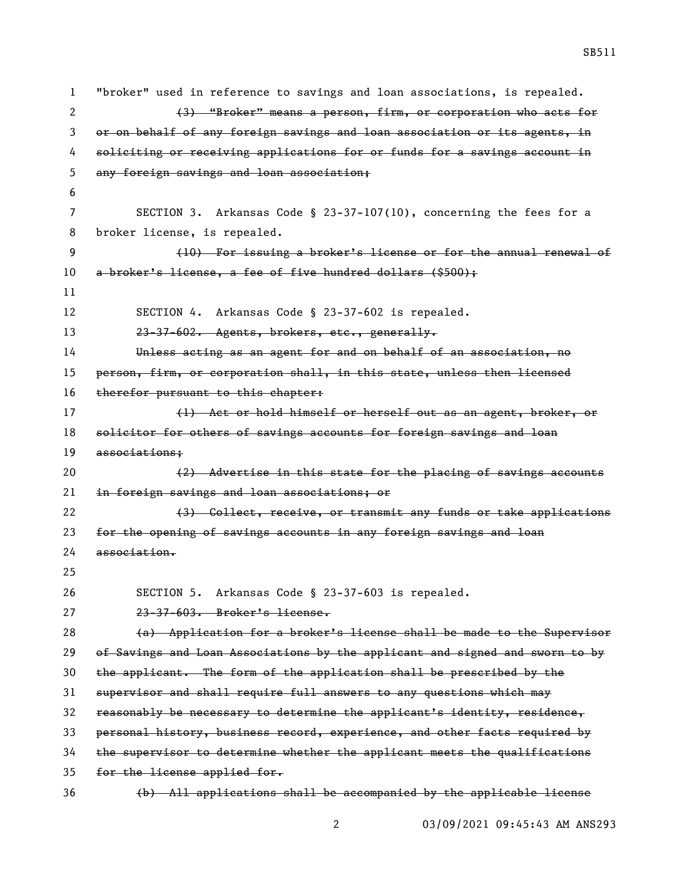"broker" used in reference to savings and loan associations, is repealed.

~~(3) "Broker" means a person, firm, or corporation who acts for or on behalf of any foreign savings and loan association or its agents, in soliciting or receiving applications for or funds for a savings account in any foreign savings and loan association;~~

SECTION 3. Arkansas Code § 23-37-107(10), concerning the fees for a broker license, is repealed.

~~(10) For issuing a broker's license or for the annual renewal of a broker's license, a fee of five hundred dollars ($500);~~

SECTION 4. Arkansas Code § 23-37-602 is repealed.

~~23-37-602. Agents, brokers, etc., generally.~~

~~Unless acting as an agent for and on behalf of an association, no person, firm, or corporation shall, in this state, unless then licensed therefor pursuant to this chapter:~~

~~(1) Act or hold himself or herself out as an agent, broker, or solicitor for others of savings accounts for foreign savings and loan associations;~~

~~(2) Advertise in this state for the placing of savings accounts in foreign savings and loan associations; or~~

~~(3) Collect, receive, or transmit any funds or take applications for the opening of savings accounts in any foreign savings and loan association.~~

SECTION 5. Arkansas Code § 23-37-603 is repealed.

~~23-37-603. Broker's license.~~

~~(a) Application for a broker's license shall be made to the Supervisor of Savings and Loan Associations by the applicant and signed and sworn to by the applicant. The form of the application shall be prescribed by the supervisor and shall require full answers to any questions which may reasonably be necessary to determine the applicant's identity, residence, personal history, business record, experience, and other facts required by the supervisor to determine whether the applicant meets the qualifications for the license applied for.~~

~~(b) All applications shall be accompanied by the applicable license~~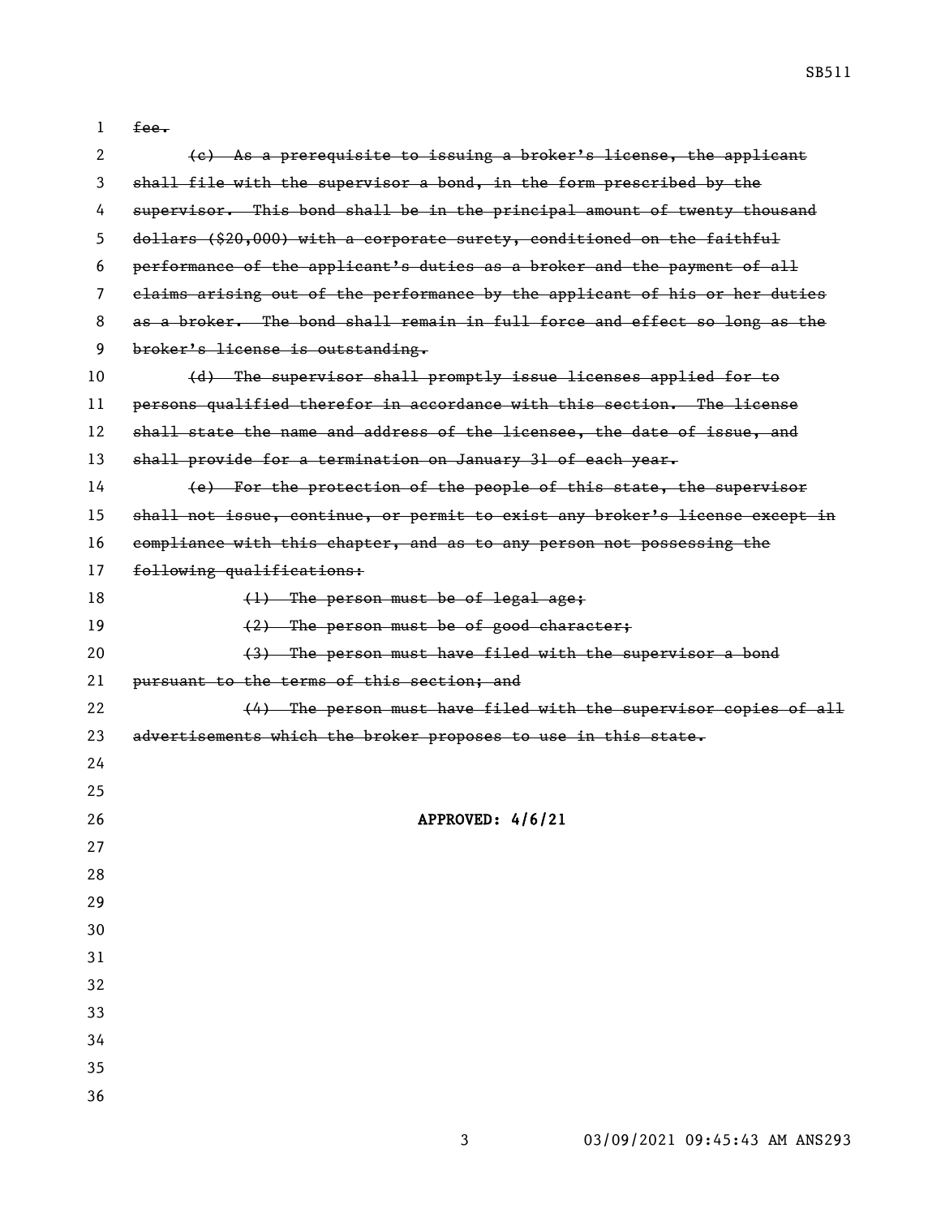~~fee.~~

~~(c) As a prerequisite to issuing a broker's license, the applicant shall file with the supervisor a bond, in the form prescribed by the supervisor. This bond shall be in the principal amount of twenty thousand dollars ($20,000) with a corporate surety, conditioned on the faithful performance of the applicant's duties as a broker and the payment of all claims arising out of the performance by the applicant of his or her duties as a broker. The bond shall remain in full force and effect so long as the broker's license is outstanding.~~

~~(d) The supervisor shall promptly issue licenses applied for to persons qualified therefor in accordance with this section. The license shall state the name and address of the licensee, the date of issue, and shall provide for a termination on January 31 of each year.~~

~~(e) For the protection of the people of this state, the supervisor shall not issue, continue, or permit to exist any broker's license except in compliance with this chapter, and as to any person not possessing the following qualifications:~~

~~(1) The person must be of legal age;~~

~~(2) The person must be of good character;~~

~~(3) The person must have filed with the supervisor a bond pursuant to the terms of this section; and~~

~~(4) The person must have filed with the supervisor copies of all advertisements which the broker proposes to use in this state.~~

**APPROVED: 4/6/21**